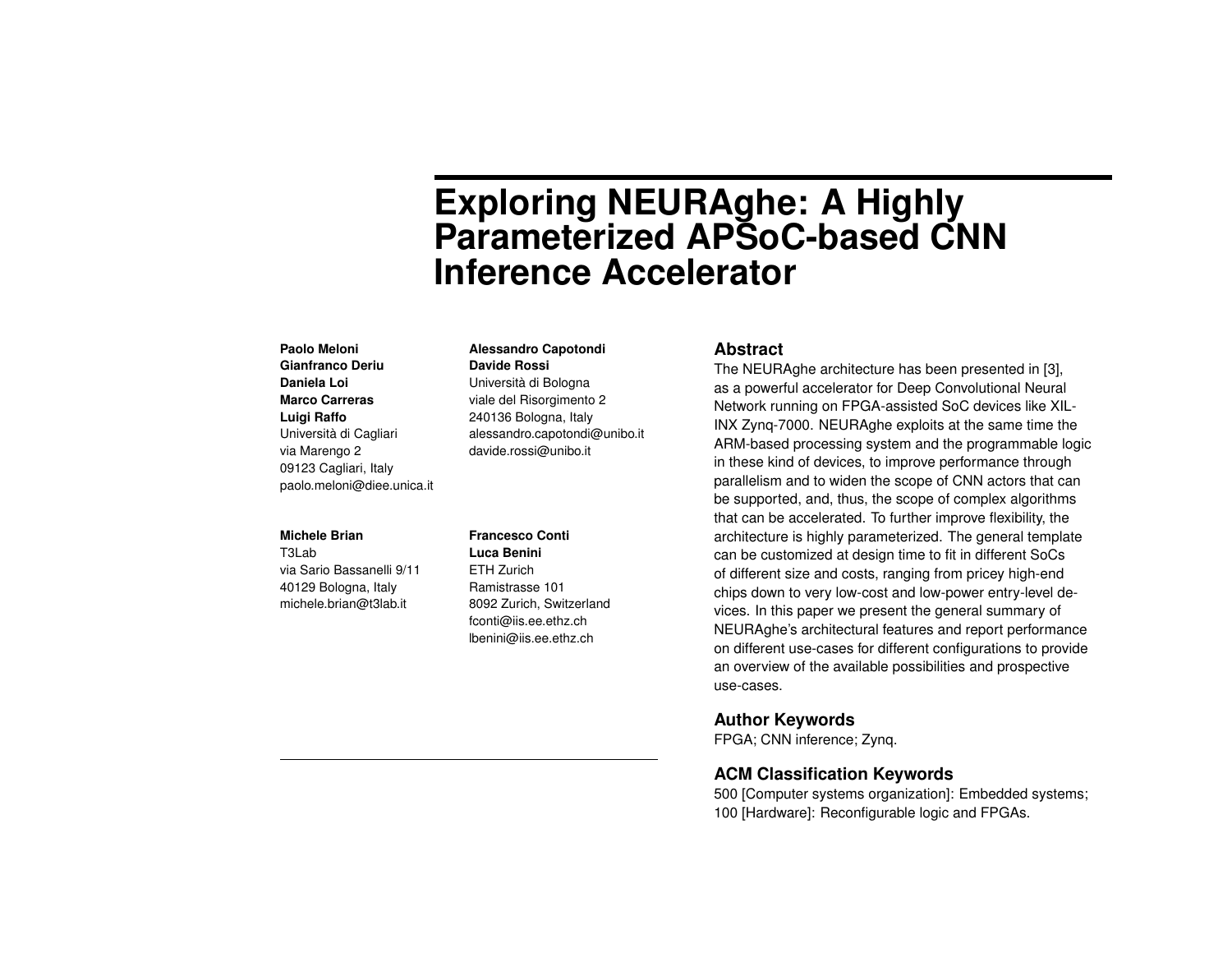# Exploring NEURAghe: A Highly Parameterized APSoC-based CNN Inference Accelerator

**Paolo Meloni**
**Gianfranco Deriu**
**Daniela Loi**
**Marco Carreras**
**Luigi Raffo**
Università di Cagliari
via Marengo 2
09123 Cagliari, Italy
paolo.meloni@diee.unica.it

**Alessandro Capotondi**
**Davide Rossi**
Università di Bologna
viale del Risorgimento 2
240136 Bologna, Italy
alessandro.capotondi@unibo.it
davide.rossi@unibo.it

**Michele Brian**
T3Lab
via Sario Bassanelli 9/11
40129 Bologna, Italy
michele.brian@t3lab.it

**Francesco Conti**
**Luca Benini**
ETH Zurich
Ramistrasse 101
8092 Zurich, Switzerland
fconti@iis.ee.ethz.ch
lbenini@iis.ee.ethz.ch

## Abstract

The NEURAghe architecture has been presented in [3], as a powerful accelerator for Deep Convolutional Neural Network running on FPGA-assisted SoC devices like XILINX Zynq-7000. NEURAghe exploits at the same time the ARM-based processing system and the programmable logic in these kind of devices, to improve performance through parallelism and to widen the scope of CNN actors that can be supported, and, thus, the scope of complex algorithms that can be accelerated. To further improve flexibility, the architecture is highly parameterized. The general template can be customized at design time to fit in different SoCs of different size and costs, ranging from pricey high-end chips down to very low-cost and low-power entry-level devices. In this paper we present the general summary of NEURAghe's architectural features and report performance on different use-cases for different configurations to provide an overview of the available possibilities and prospective use-cases.

## Author Keywords

FPGA; CNN inference; Zynq.

## ACM Classification Keywords

500 [Computer systems organization]: Embedded systems; 100 [Hardware]: Reconfigurable logic and FPGAs.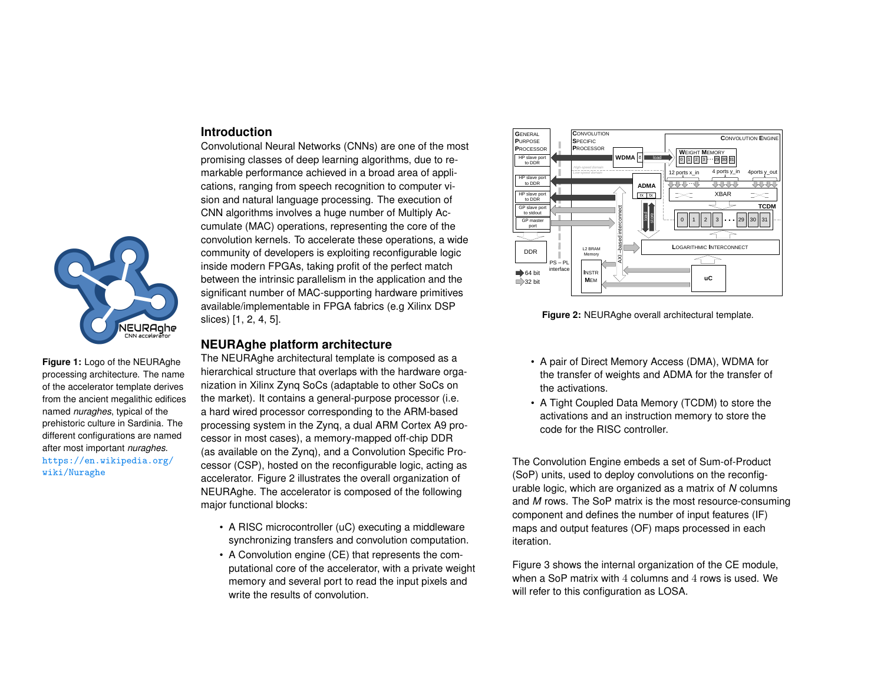## Introduction

Convolutional Neural Networks (CNNs) are one of the most promising classes of deep learning algorithms, due to remarkable performance achieved in a broad area of applications, ranging from speech recognition to computer vision and natural language processing. The execution of CNN algorithms involves a huge number of Multiply Accumulate (MAC) operations, representing the core of the convolution kernels. To accelerate these operations, a wide community of developers is exploiting reconfigurable logic inside modern FPGAs, taking profit of the perfect match between the intrinsic parallelism in the application and the significant number of MAC-supporting hardware primitives available/implementable in FPGA fabrics (e.g Xilinx DSP slices) [1, 2, 4, 5].

**Figure 1:** Logo of the NEURAghe processing architecture. The name of the accelerator template derives from the ancient megalithic edifices named *nuraghes*, typical of the prehistoric culture in Sardinia. The different configurations are named after most important *nuraghes*. https://en.wikipedia.org/wiki/Nuraghe

## NEURAghe platform architecture

The NEURAghe architectural template is composed as a hierarchical structure that overlaps with the hardware organization in Xilinx Zynq SoCs (adaptable to other SoCs on the market). It contains a general-purpose processor (i.e. a hard wired processor corresponding to the ARM-based processing system in the Zynq, a dual ARM Cortex A9 processor in most cases), a memory-mapped off-chip DDR (as available on the Zynq), and a Convolution Specific Processor (CSP), hosted on the reconfigurable logic, acting as accelerator. Figure 2 illustrates the overall organization of NEURAghe. The accelerator is composed of the following major functional blocks:

- A RISC microcontroller (uC) executing a middleware synchronizing transfers and convolution computation.
- A Convolution engine (CE) that represents the computational core of the accelerator, with a private weight memory and several port to read the input pixels and write the results of convolution.
- A pair of Direct Memory Access (DMA), WDMA for the transfer of weights and ADMA for the transfer of the activations.
- A Tight Coupled Data Memory (TCDM) to store the activations and an instruction memory to store the code for the RISC controller.

**Figure 2:** NEURAghe overall architectural template.

The Convolution Engine embeds a set of Sum-of-Product (SoP) units, used to deploy convolutions on the reconfigurable logic, which are organized as a matrix of $N$ columns and $M$ rows. The SoP matrix is the most resource-consuming component and defines the number of input features (IF) maps and output features (OF) maps processed in each iteration.

Figure 3 shows the internal organization of the CE module, when a SoP matrix with $4$ columns and $4$ rows is used. We will refer to this configuration as LOSA.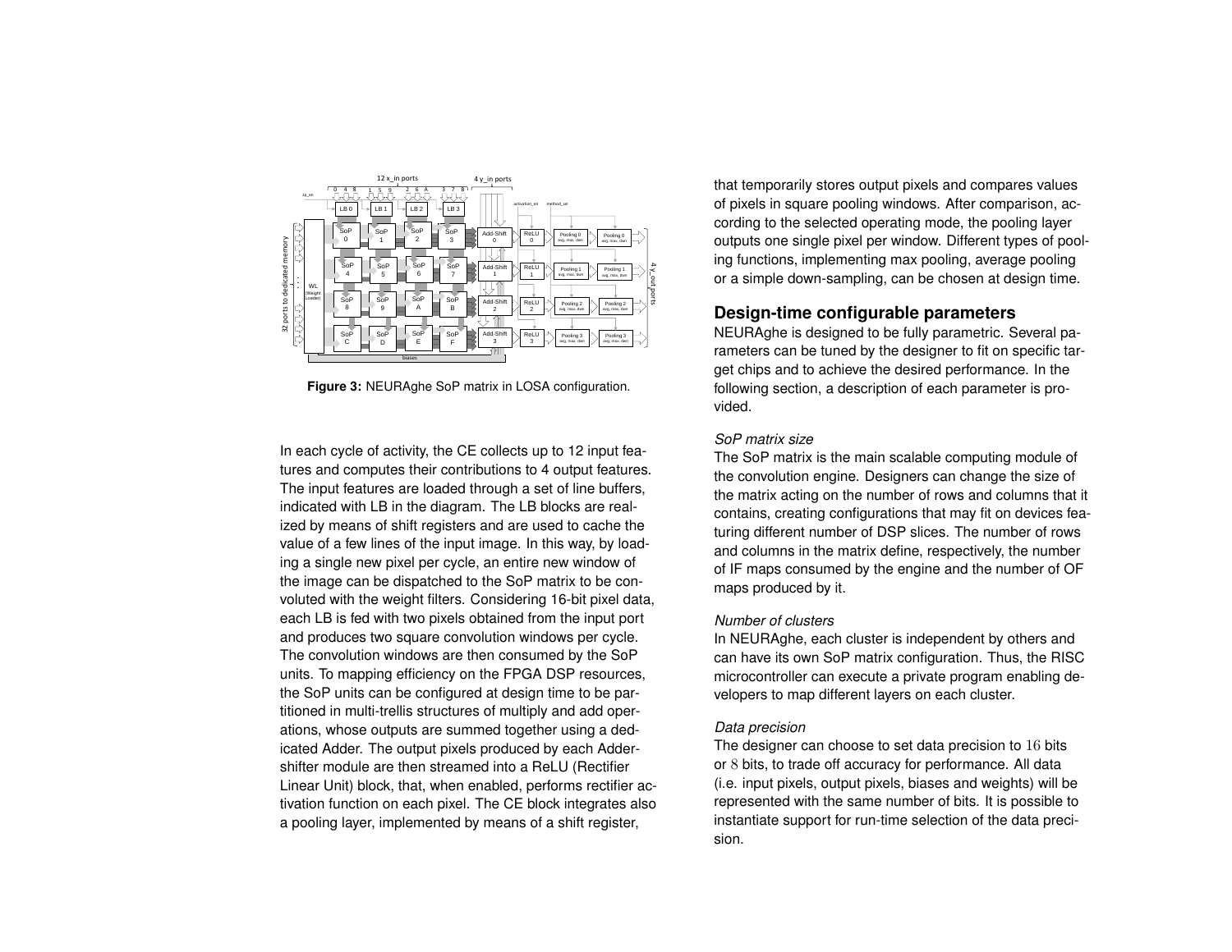Figure 3: NEURAghe SoP matrix in LOSA configuration.

In each cycle of activity, the CE collects up to 12 input features and computes their contributions to 4 output features. The input features are loaded through a set of line buffers, indicated with LB in the diagram. The LB blocks are realized by means of shift registers and are used to cache the value of a few lines of the input image. In this way, by loading a single new pixel per cycle, an entire new window of the image can be dispatched to the SoP matrix to be convoluted with the weight filters. Considering 16-bit pixel data, each LB is fed with two pixels obtained from the input port and produces two square convolution windows per cycle. The convolution windows are then consumed by the SoP units. To mapping efficiency on the FPGA DSP resources, the SoP units can be configured at design time to be partitioned in multi-trellis structures of multiply and add operations, whose outputs are summed together using a dedicated Adder. The output pixels produced by each Adder-shifter module are then streamed into a ReLU (Rectifier Linear Unit) block, that, when enabled, performs rectifier activation function on each pixel. The CE block integrates also a pooling layer, implemented by means of a shift register, that temporarily stores output pixels and compares values of pixels in square pooling windows. After comparison, according to the selected operating mode, the pooling layer outputs one single pixel per window. Different types of pooling functions, implementing max pooling, average pooling or a simple down-sampling, can be chosen at design time.

## Design-time configurable parameters

NEURAghe is designed to be fully parametric. Several parameters can be tuned by the designer to fit on specific target chips and to achieve the desired performance. In the following section, a description of each parameter is provided.

*SoP matrix size*

The SoP matrix is the main scalable computing module of the convolution engine. Designers can change the size of the matrix acting on the number of rows and columns that it contains, creating configurations that may fit on devices featuring different number of DSP slices. The number of rows and columns in the matrix define, respectively, the number of IF maps consumed by the engine and the number of OF maps produced by it.

*Number of clusters*

In NEURAghe, each cluster is independent by others and can have its own SoP matrix configuration. Thus, the RISC microcontroller can execute a private program enabling developers to map different layers on each cluster.

*Data precision*

The designer can choose to set data precision to $16$ bits or $8$ bits, to trade off accuracy for performance. All data (i.e. input pixels, output pixels, biases and weights) will be represented with the same number of bits. It is possible to instantiate support for run-time selection of the data precision.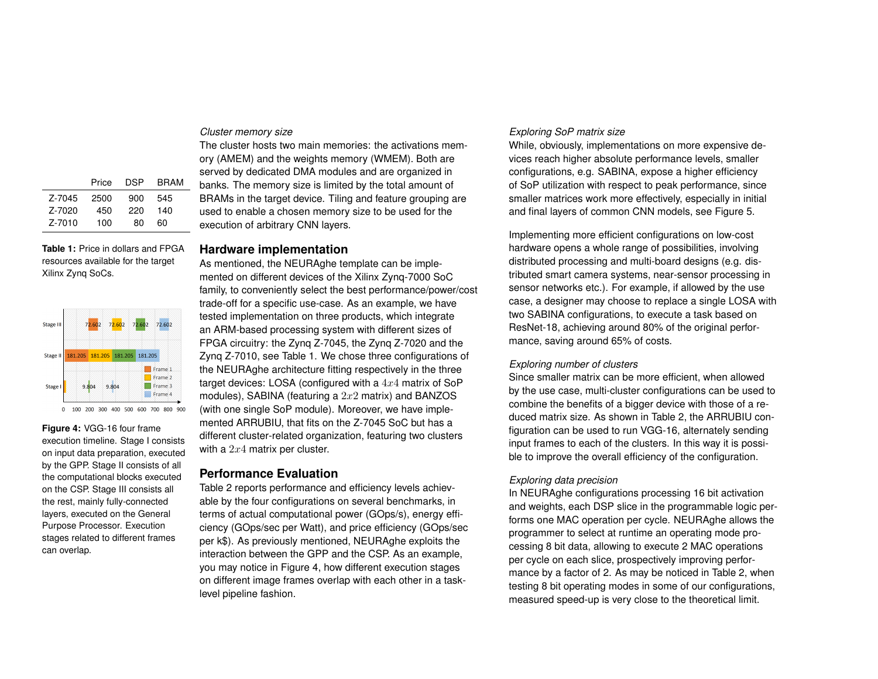|  | Price | DSP | BRAM |
|---|---|---|---|
| Z-7045 | 2500 | 900 | 545 |
| Z-7020 | 450 | 220 | 140 |
| Z-7010 | 100 | 80 | 60 |

**Table 1:** Price in dollars and FPGA resources available for the target Xilinx Zynq SoCs.

**Figure 4:** VGG-16 four frame execution timeline. Stage I consists on input data preparation, executed by the GPP. Stage II consists of all the computational blocks executed on the CSP. Stage III consists all the rest, mainly fully-connected layers, executed on the General Purpose Processor. Execution stages related to different frames can overlap.

*Cluster memory size*

The cluster hosts two main memories: the activations memory (AMEM) and the weights memory (WMEM). Both are served by dedicated DMA modules and are organized in banks. The memory size is limited by the total amount of BRAMs in the target device. Tiling and feature grouping are used to enable a chosen memory size to be used for the execution of arbitrary CNN layers.

## Hardware implementation

As mentioned, the NEURAghe template can be implemented on different devices of the Xilinx Zynq-7000 SoC family, to conveniently select the best performance/power/cost trade-off for a specific use-case. As an example, we have tested implementation on three products, which integrate an ARM-based processing system with different sizes of FPGA circuitry: the Zynq Z-7045, the Zynq Z-7020 and the Zynq Z-7010, see Table 1. We chose three configurations of the NEURAghe architecture fitting respectively in the three target devices: LOSA (configured with a $4x4$ matrix of SoP modules), SABINA (featuring a $2x2$ matrix) and BANZOS (with one single SoP module). Moreover, we have implemented ARRUBIU, that fits on the Z-7045 SoC but has a different cluster-related organization, featuring two clusters with a $2x4$ matrix per cluster.

## Performance Evaluation

Table 2 reports performance and efficiency levels achievable by the four configurations on several benchmarks, in terms of actual computational power (GOps/s), energy efficiency (GOps/sec per Watt), and price efficiency (GOps/sec per k$). As previously mentioned, NEURAghe exploits the interaction between the GPP and the CSP. As an example, you may notice in Figure 4, how different execution stages on different image frames overlap with each other in a task-level pipeline fashion.

*Exploring SoP matrix size*

While, obviously, implementations on more expensive devices reach higher absolute performance levels, smaller configurations, e.g. SABINA, expose a higher efficiency of SoP utilization with respect to peak performance, since smaller matrices work more effectively, especially in initial and final layers of common CNN models, see Figure 5.

Implementing more efficient configurations on low-cost hardware opens a whole range of possibilities, involving distributed processing and multi-board designs (e.g. distributed smart camera systems, near-sensor processing in sensor networks etc.). For example, if allowed by the use case, a designer may choose to replace a single LOSA with two SABINA configurations, to execute a task based on ResNet-18, achieving around 80% of the original performance, saving around 65% of costs.

*Exploring number of clusters*

Since smaller matrix can be more efficient, when allowed by the use case, multi-cluster configurations can be used to combine the benefits of a bigger device with those of a reduced matrix size. As shown in Table 2, the ARRUBIU configuration can be used to run VGG-16, alternately sending input frames to each of the clusters. In this way it is possible to improve the overall efficiency of the configuration.

*Exploring data precision*

In NEURAghe configurations processing 16 bit activation and weights, each DSP slice in the programmable logic performs one MAC operation per cycle. NEURAghe allows the programmer to select at runtime an operating mode processing 8 bit data, allowing to execute 2 MAC operations per cycle on each slice, prospectively improving performance by a factor of 2. As may be noticed in Table 2, when testing 8 bit operating modes in some of our configurations, measured speed-up is very close to the theoretical limit.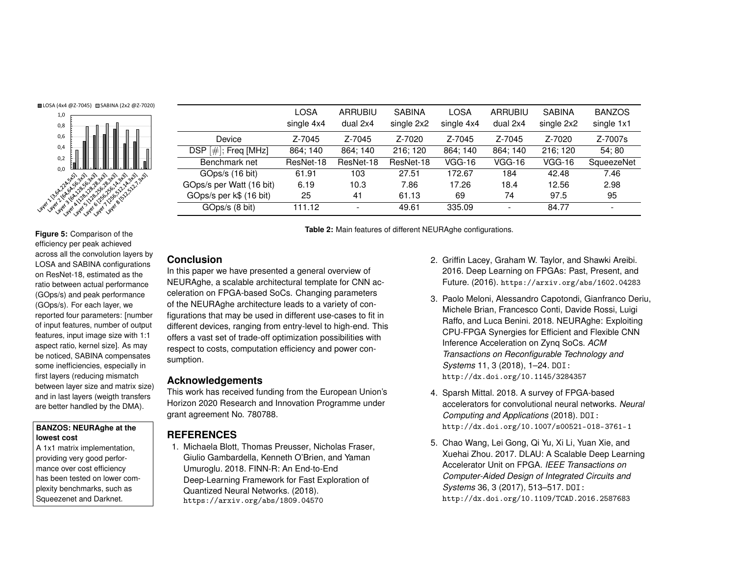■ LOSA (4x4 @Z-7045) ■ SABINA (2x2 @Z-7020)

1,0
0,8
0,6
0,4
0,2
0,0

Layer 1 [3,64,224,5x5]
Layer 2 [64,64,56,3x3]
Layer 3 [64,128,56,3x3]
Layer 4 [128,128,28,3x3]
Layer 5 [128,256,28,3x3]
Layer 6 [256,256,14,3x3]
Layer 7 [256,512,14,3x3]
Layer 8 [512,512,7,3x3]

**Figure 5:** Comparison of the efficiency per peak achieved across all the convolution layers by LOSA and SABINA configurations on ResNet-18, estimated as the ratio between actual performance (GOps/s) and peak performance (GOps/s). For each layer, we reported four parameters: [number of input features, number of output features, input image size with 1:1 aspect ratio, kernel size]. As may be noticed, SABINA compensates some inefficiencies, especially in first layers (reducing mismatch between layer size and matrix size) and in last layers (weigth transfers are better handled by the DMA).

**BANZOS: NEURAghe at the lowest cost**

A 1x1 matrix implementation, providing very good performance over cost efficiency has been tested on lower complexity benchmarks, such as Squeezenet and Darknet.

| | LOSA single 4x4 | ARRUBIU dual 2x4 | SABINA single 2x2 | LOSA single 4x4 | ARRUBIU dual 2x4 | SABINA single 2x2 | BANZOS single 1x1 |
|---|---|---|---|---|---|---|---|
| Device | Z-7045 | Z-7045 | Z-7020 | Z-7045 | Z-7045 | Z-7020 | Z-7007s |
| DSP [#]; Freq [MHz] | 864; 140 | 864; 140 | 216; 120 | 864; 140 | 864; 140 | 216; 120 | 54; 80 |
| Benchmark net | ResNet-18 | ResNet-18 | ResNet-18 | VGG-16 | VGG-16 | VGG-16 | SqueezeNet |
| GOps/s (16 bit) | 61.91 | 103 | 27.51 | 172.67 | 184 | 42.48 | 7.46 |
| GOps/s per Watt (16 bit) | 6.19 | 10.3 | 7.86 | 17.26 | 18.4 | 12.56 | 2.98 |
| GOps/s per k$ (16 bit) | 25 | 41 | 61.13 | 69 | 74 | 97.5 | 95 |
| GOps/s (8 bit) | 111.12 | - | 49.61 | 335.09 | - | 84.77 | - |

**Table 2:** Main features of different NEURAghe configurations.

## Conclusion

In this paper we have presented a general overview of NEURAghe, a scalable architectural template for CNN acceleration on FPGA-based SoCs. Changing parameters of the NEURAghe architecture leads to a variety of configurations that may be used in different use-cases to fit in different devices, ranging from entry-level to high-end. This offers a vast set of trade-off optimization possibilities with respect to costs, computation efficiency and power consumption.

## Acknowledgements

This work has received funding from the European Union's Horizon 2020 Research and Innovation Programme under grant agreement No. 780788.

## REFERENCES

1. Michaela Blott, Thomas Preusser, Nicholas Fraser, Giulio Gambardella, Kenneth O'Brien, and Yaman Umuroglu. 2018. FINN-R: An End-to-End Deep-Learning Framework for Fast Exploration of Quantized Neural Networks. (2018). https://arxiv.org/abs/1809.04570
2. Griffin Lacey, Graham W. Taylor, and Shawki Areibi. 2016. Deep Learning on FPGAs: Past, Present, and Future. (2016). https://arxiv.org/abs/1602.04283
3. Paolo Meloni, Alessandro Capotondi, Gianfranco Deriu, Michele Brian, Francesco Conti, Davide Rossi, Luigi Raffo, and Luca Benini. 2018. NEURAghe: Exploiting CPU-FPGA Synergies for Efficient and Flexible CNN Inference Acceleration on Zynq SoCs. *ACM Transactions on Reconfigurable Technology and Systems* 11, 3 (2018), 1–24. DOI: http://dx.doi.org/10.1145/3284357
4. Sparsh Mittal. 2018. A survey of FPGA-based accelerators for convolutional neural networks. *Neural Computing and Applications* (2018). DOI: http://dx.doi.org/10.1007/s00521-018-3761-1
5. Chao Wang, Lei Gong, Qi Yu, Xi Li, Yuan Xie, and Xuehai Zhou. 2017. DLAU: A Scalable Deep Learning Accelerator Unit on FPGA. *IEEE Transactions on Computer-Aided Design of Integrated Circuits and Systems* 36, 3 (2017), 513–517. DOI: http://dx.doi.org/10.1109/TCAD.2016.2587683